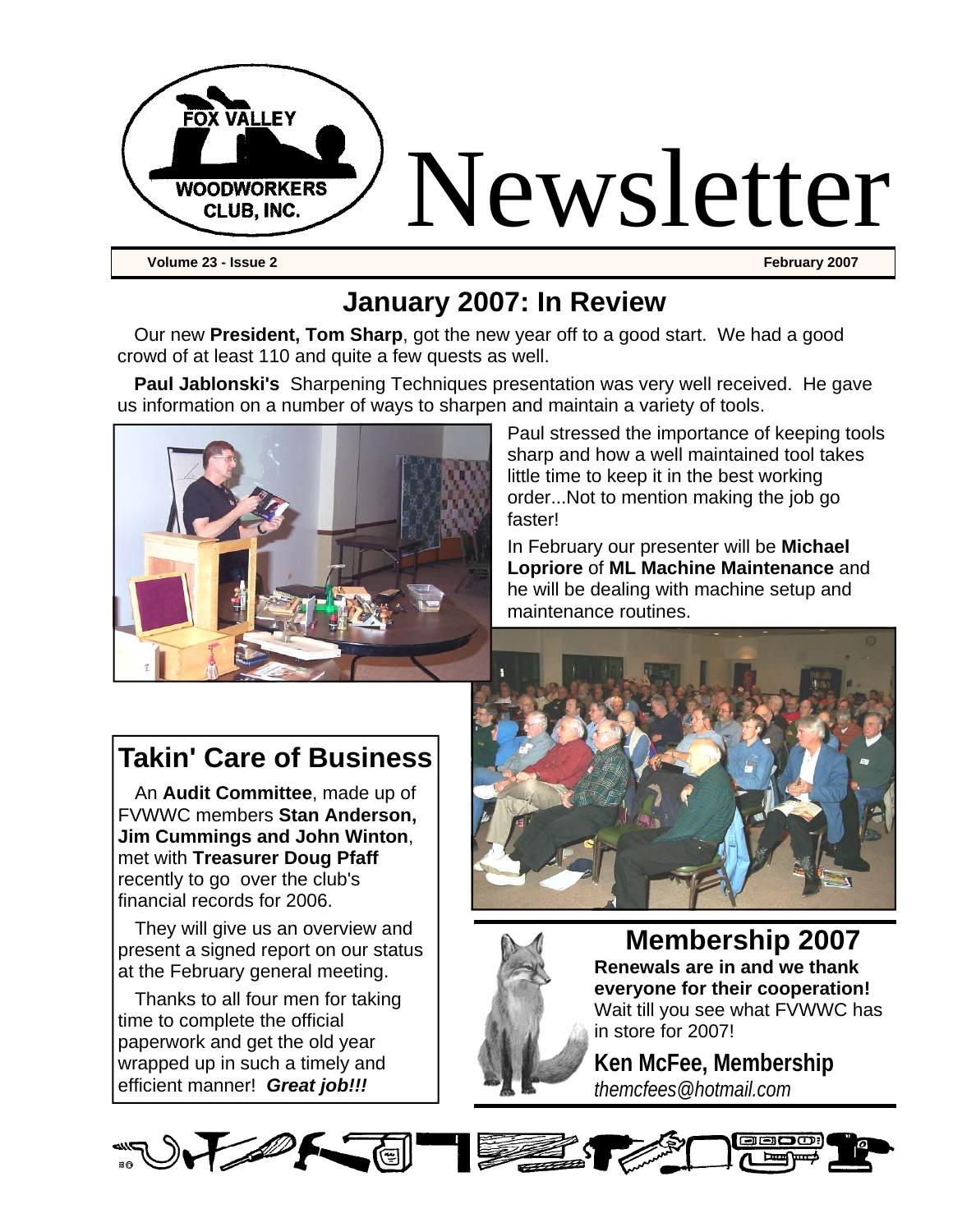# Newsletter

**Volume 23 - Issue 2** **February 2007**

## January 2007: In Review

Our new **President, Tom Sharp**, got the new year off to a good start. We had a good crowd of at least 110 and quite a few quests as well.

**Paul Jablonski's** Sharpening Techniques presentation was very well received. He gave us information on a number of ways to sharpen and maintain a variety of tools.

Paul stressed the importance of keeping tools sharp and how a well maintained tool takes little time to keep it in the best working order...Not to mention making the job go faster!

In February our presenter will be **Michael Lopriore** of **ML Machine Maintenance** and he will be dealing with machine setup and maintenance routines.

## Takin' Care of Business

An **Audit Committee**, made up of FVWWC members **Stan Anderson, Jim Cummings and John Winton**, met with **Treasurer Doug Pfaff** recently to go over the club's financial records for 2006.

They will give us an overview and present a signed report on our status at the February general meeting.

Thanks to all four men for taking time to complete the official paperwork and get the old year wrapped up in such a timely and efficient manner! ***Great job!!!***

## Membership 2007

**Renewals are in and we thank everyone for their cooperation!** Wait till you see what FVWWC has in store for 2007!

**Ken McFee, Membership**
*themcfees@hotmail.com*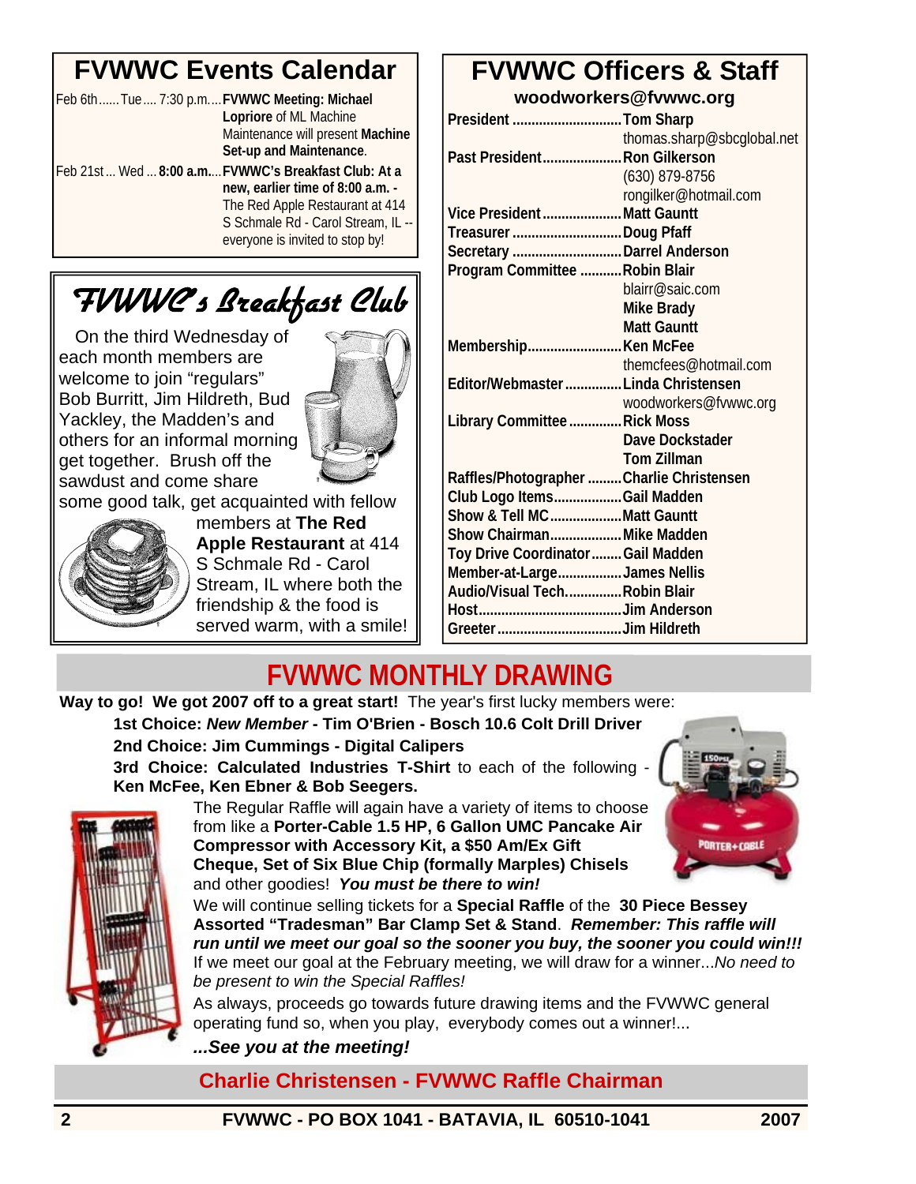## FVWWC Events Calendar

Feb 6th...... Tue.... 7:30 p.m.... **FVWWC Meeting: Michael Lopriore** of ML Machine Maintenance will present **Machine Set-up and Maintenance**.

Feb 21st... Wed... **8:00 a.m.**... **FVWWC's Breakfast Club: At a new, earlier time of 8:00 a.m. -** The Red Apple Restaurant at 414 S Schmale Rd - Carol Stream, IL -- everyone is invited to stop by!

## FVWWC's Breakfast Club

On the third Wednesday of each month members are welcome to join "regulars" Bob Burritt, Jim Hildreth, Bud Yackley, the Madden's and others for an informal morning get together. Brush off the sawdust and come share some good talk, get acquainted with fellow members at **The Red Apple Restaurant** at 414 S Schmale Rd - Carol Stream, IL where both the friendship & the food is served warm, with a smile!

## FVWWC Officers & Staff

**woodworkers@fvwwc.org**

| Position | Name |
|---|---|
| **President** | **Tom Sharp** thomas.sharp@sbcglobal.net |
| **Past President** | **Ron Gilkerson** (630) 879-8756 rongilker@hotmail.com |
| **Vice President** | **Matt Gauntt** |
| **Treasurer** | **Doug Pfaff** |
| **Secretary** | **Darrel Anderson** |
| **Program Committee** | **Robin Blair** blairr@saic.com **Mike Brady** **Matt Gauntt** |
| **Membership** | **Ken McFee** themcfees@hotmail.com |
| **Editor/Webmaster** | **Linda Christensen** woodworkers@fvwwc.org |
| **Library Committee** | **Rick Moss** **Dave Dockstader** **Tom Zillman** |
| **Raffles/Photographer** | **Charlie Christensen** |
| **Club Logo Items** | **Gail Madden** |
| **Show & Tell MC** | **Matt Gauntt** |
| **Show Chairman** | **Mike Madden** |
| **Toy Drive Coordinator** | **Gail Madden** |
| **Member-at-Large** | **James Nellis** |
| **Audio/Visual Tech.** | **Robin Blair** |
| **Host** | **Jim Anderson** |
| **Greeter** | **Jim Hildreth** |

## FVWWC MONTHLY DRAWING

**Way to go! We got 2007 off to a great start!** The year's first lucky members were:

**1st Choice:** ***New Member*** **- Tim O'Brien - Bosch 10.6 Colt Drill Driver**

**2nd Choice: Jim Cummings - Digital Calipers**

**3rd Choice: Calculated Industries T-Shirt** to each of the following - **Ken McFee, Ken Ebner & Bob Seegers.**

The Regular Raffle will again have a variety of items to choose from like a **Porter-Cable 1.5 HP, 6 Gallon UMC Pancake Air Compressor with Accessory Kit, a $50 Am/Ex Gift Cheque, Set of Six Blue Chip (formally Marples) Chisels** and other goodies! ***You must be there to win!***

We will continue selling tickets for a **Special Raffle** of the **30 Piece Bessey Assorted "Tradesman" Bar Clamp Set & Stand**. ***Remember: This raffle will run until we meet our goal so the sooner you buy, the sooner you could win!!!*** If we meet our goal at the February meeting, we will draw for a winner...*No need to be present to win the Special Raffles!*

As always, proceeds go towards future drawing items and the FVWWC general operating fund so, when you play, everybody comes out a winner!...

***...See you at the meeting!***

**Charlie Christensen - FVWWC Raffle Chairman**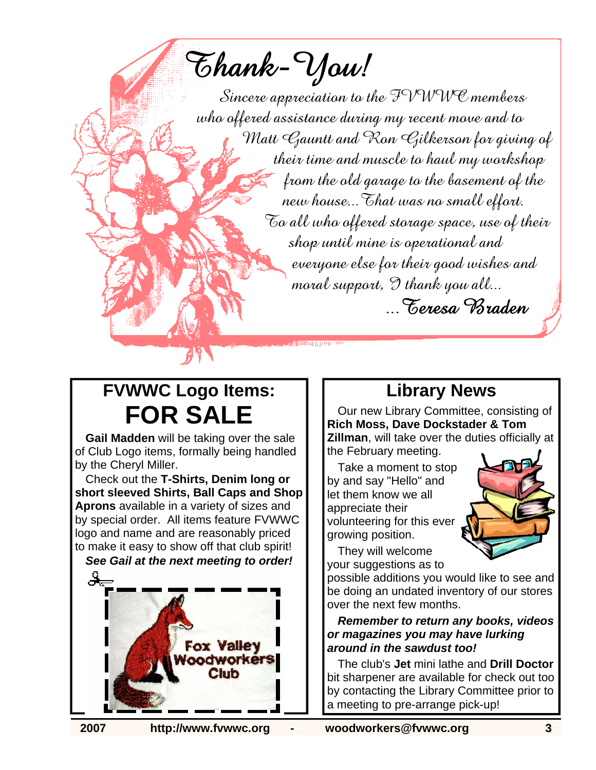# Thank-You!

*Sincere appreciation to the FVWWC members who offered assistance during my recent move and to Matt Gauntt and Ron Gilkerson for giving of their time and muscle to haul my workshop from the old garage to the basement of the new house...That was no small effort. To all who offered storage space, use of their shop until mine is operational and everyone else for their good wishes and moral support, I thank you all...*

*...Teresa Braden*

## FVWWC Logo Items: FOR SALE

**Gail Madden** will be taking over the sale of Club Logo items, formally being handled by the Cheryl Miller.

Check out the **T-Shirts, Denim long or short sleeved Shirts, Ball Caps and Shop Aprons** available in a variety of sizes and by special order. All items feature FVWWC logo and name and are reasonably priced to make it easy to show off that club spirit!

***See Gail at the next meeting to order!***

## Library News

Our new Library Committee, consisting of **Rich Moss, Dave Dockstader & Tom Zillman**, will take over the duties officially at the February meeting.

Take a moment to stop by and say "Hello" and let them know we all appreciate their volunteering for this ever growing position.

They will welcome your suggestions as to possible additions you would like to see and be doing an undated inventory of our stores over the next few months.

***Remember to return any books, videos or magazines you may have lurking around in the sawdust too!***

The club's **Jet** mini lathe and **Drill Doctor** bit sharpener are available for check out too by contacting the Library Committee prior to a meeting to pre-arrange pick-up!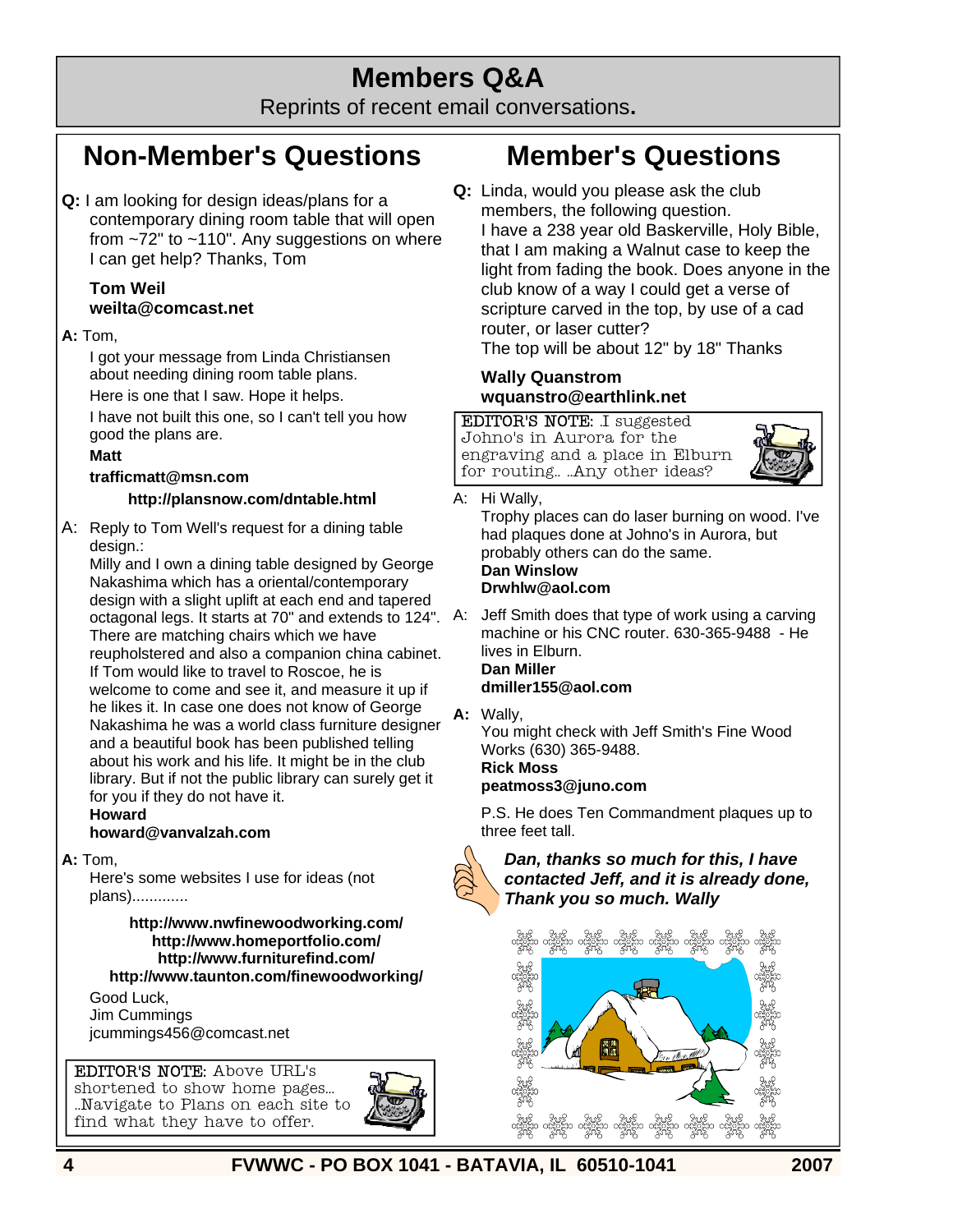# Members Q&A

Reprints of recent email conversations.

## Non-Member's Questions

**Q:** I am looking for design ideas/plans for a contemporary dining room table that will open from ~72" to ~110". Any suggestions on where I can get help? Thanks, Tom

**Tom Weil**
**weilta@comcast.net**

**A:** Tom,

I got your message from Linda Christiansen about needing dining room table plans.

Here is one that I saw. Hope it helps.

I have not built this one, so I can't tell you how good the plans are.

**Matt**

**trafficmatt@msn.com**

**http://plansnow.com/dntable.html**

A: Reply to Tom Well's request for a dining table design.:
Milly and I own a dining table designed by George Nakashima which has a oriental/contemporary design with a slight uplift at each end and tapered octagonal legs. It starts at 70" and extends to 124". There are matching chairs which we have reupholstered and also a companion china cabinet. If Tom would like to travel to Roscoe, he is welcome to come and see it, and measure it up if he likes it. In case one does not know of George Nakashima he was a world class furniture designer and a beautiful book has been published telling about his work and his life. It might be in the club library. But if not the public library can surely get it for you if they do not have it.
**Howard**
**howard@vanvalzah.com**

**A:** Tom,

Here's some websites I use for ideas (not plans).............

**http://www.nwfinewoodworking.com/**
**http://www.homeportfolio.com/**
**http://www.furniturefind.com/**
**http://www.taunton.com/finewoodworking/**

Good Luck,
Jim Cummings
jcummings456@comcast.net

EDITOR'S NOTE: Above URL's shortened to show home pages... ..Navigate to Plans on each site to find what they have to offer.

## Member's Questions

**Q:** Linda, would you please ask the club members, the following question.
I have a 238 year old Baskerville, Holy Bible, that I am making a Walnut case to keep the light from fading the book. Does anyone in the club know of a way I could get a verse of scripture carved in the top, by use of a cad router, or laser cutter?
The top will be about 12" by 18" Thanks

**Wally Quanstrom**
**wquanstro@earthlink.net**

EDITOR'S NOTE: .I suggested Johno's in Aurora for the engraving and a place in Elburn for routing.. ..Any other ideas?

A: Hi Wally,
Trophy places can do laser burning on wood. I've had plaques done at Johno's in Aurora, but probably others can do the same.
**Dan Winslow**
**Drwhlw@aol.com**

A: Jeff Smith does that type of work using a carving machine or his CNC router. 630-365-9488 - He lives in Elburn.
**Dan Miller**
**dmiller155@aol.com**

**A:** Wally,
You might check with Jeff Smith's Fine Wood Works (630) 365-9488.
**Rick Moss**
**peatmoss3@juno.com**

P.S. He does Ten Commandment plaques up to three feet tall.

***Dan, thanks so much for this, I have contacted Jeff, and it is already done, Thank you so much. Wally***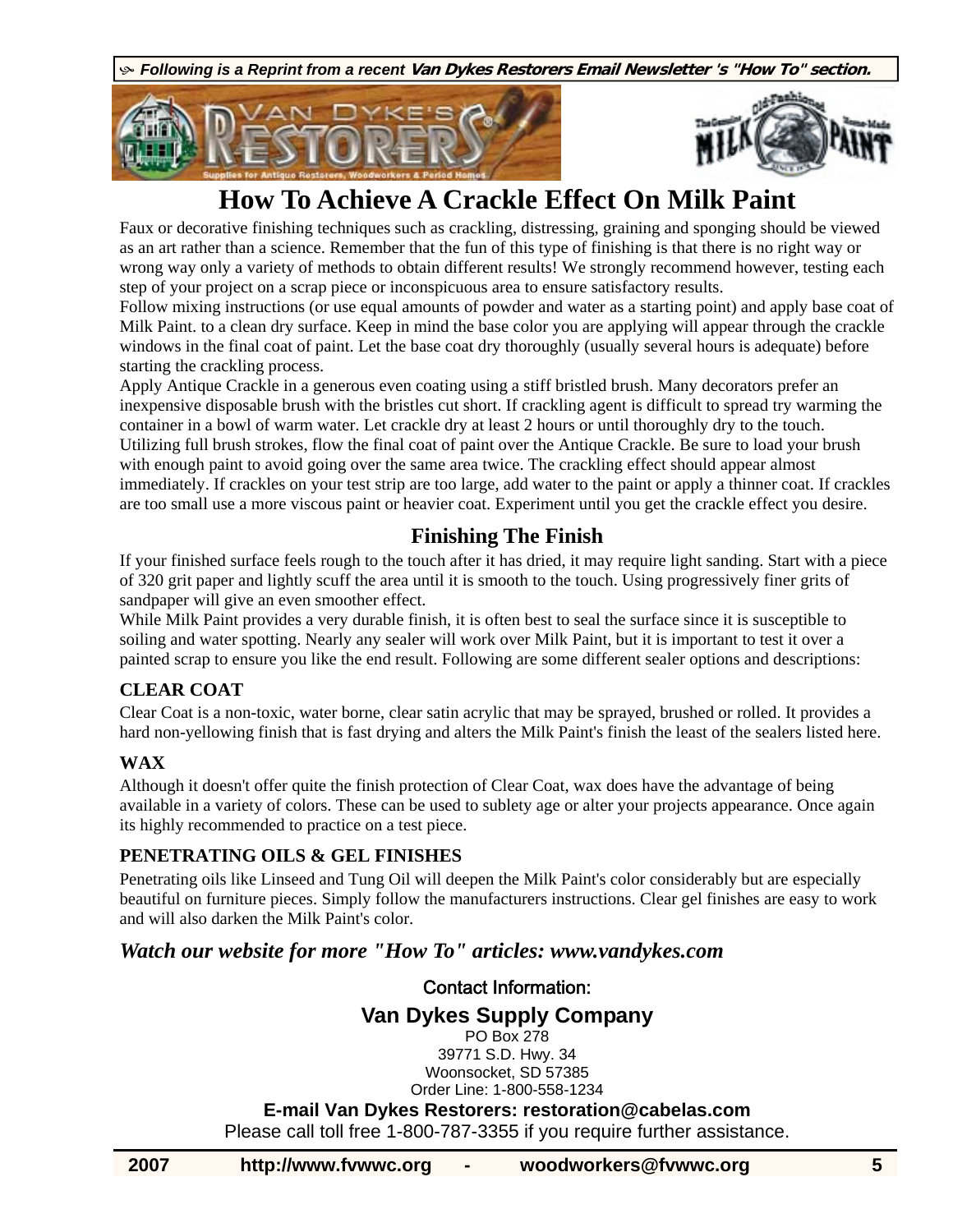*Following is a Reprint from a recent **Van Dykes Restorers Email Newsletter 's "How To" section.***

# How To Achieve A Crackle Effect On Milk Paint

Faux or decorative finishing techniques such as crackling, distressing, graining and sponging should be viewed as an art rather than a science. Remember that the fun of this type of finishing is that there is no right way or wrong way only a variety of methods to obtain different results! We strongly recommend however, testing each step of your project on a scrap piece or inconspicuous area to ensure satisfactory results.

Follow mixing instructions (or use equal amounts of powder and water as a starting point) and apply base coat of Milk Paint. to a clean dry surface. Keep in mind the base color you are applying will appear through the crackle windows in the final coat of paint. Let the base coat dry thoroughly (usually several hours is adequate) before starting the crackling process.

Apply Antique Crackle in a generous even coating using a stiff bristled brush. Many decorators prefer an inexpensive disposable brush with the bristles cut short. If crackling agent is difficult to spread try warming the container in a bowl of warm water. Let crackle dry at least 2 hours or until thoroughly dry to the touch.

Utilizing full brush strokes, flow the final coat of paint over the Antique Crackle. Be sure to load your brush with enough paint to avoid going over the same area twice. The crackling effect should appear almost immediately. If crackles on your test strip are too large, add water to the paint or apply a thinner coat. If crackles are too small use a more viscous paint or heavier coat. Experiment until you get the crackle effect you desire.

## Finishing The Finish

If your finished surface feels rough to the touch after it has dried, it may require light sanding. Start with a piece of 320 grit paper and lightly scuff the area until it is smooth to the touch. Using progressively finer grits of sandpaper will give an even smoother effect.

While Milk Paint provides a very durable finish, it is often best to seal the surface since it is susceptible to soiling and water spotting. Nearly any sealer will work over Milk Paint, but it is important to test it over a painted scrap to ensure you like the end result. Following are some different sealer options and descriptions:

### CLEAR COAT

Clear Coat is a non-toxic, water borne, clear satin acrylic that may be sprayed, brushed or rolled. It provides a hard non-yellowing finish that is fast drying and alters the Milk Paint's finish the least of the sealers listed here.

### WAX

Although it doesn't offer quite the finish protection of Clear Coat, wax does have the advantage of being available in a variety of colors. These can be used to sublety age or alter your projects appearance. Once again its highly recommended to practice on a test piece.

### PENETRATING OILS & GEL FINISHES

Penetrating oils like Linseed and Tung Oil will deepen the Milk Paint's color considerably but are especially beautiful on furniture pieces. Simply follow the manufacturers instructions. Clear gel finishes are easy to work and will also darken the Milk Paint's color.

***Watch our website for more "How To" articles: www.vandykes.com***

Contact Information:

**Van Dykes Supply Company**
PO Box 278
39771 S.D. Hwy. 34
Woonsocket, SD 57385
Order Line: 1-800-558-1234

**E-mail Van Dykes Restorers: restoration@cabelas.com**

Please call toll free 1-800-787-3355 if you require further assistance.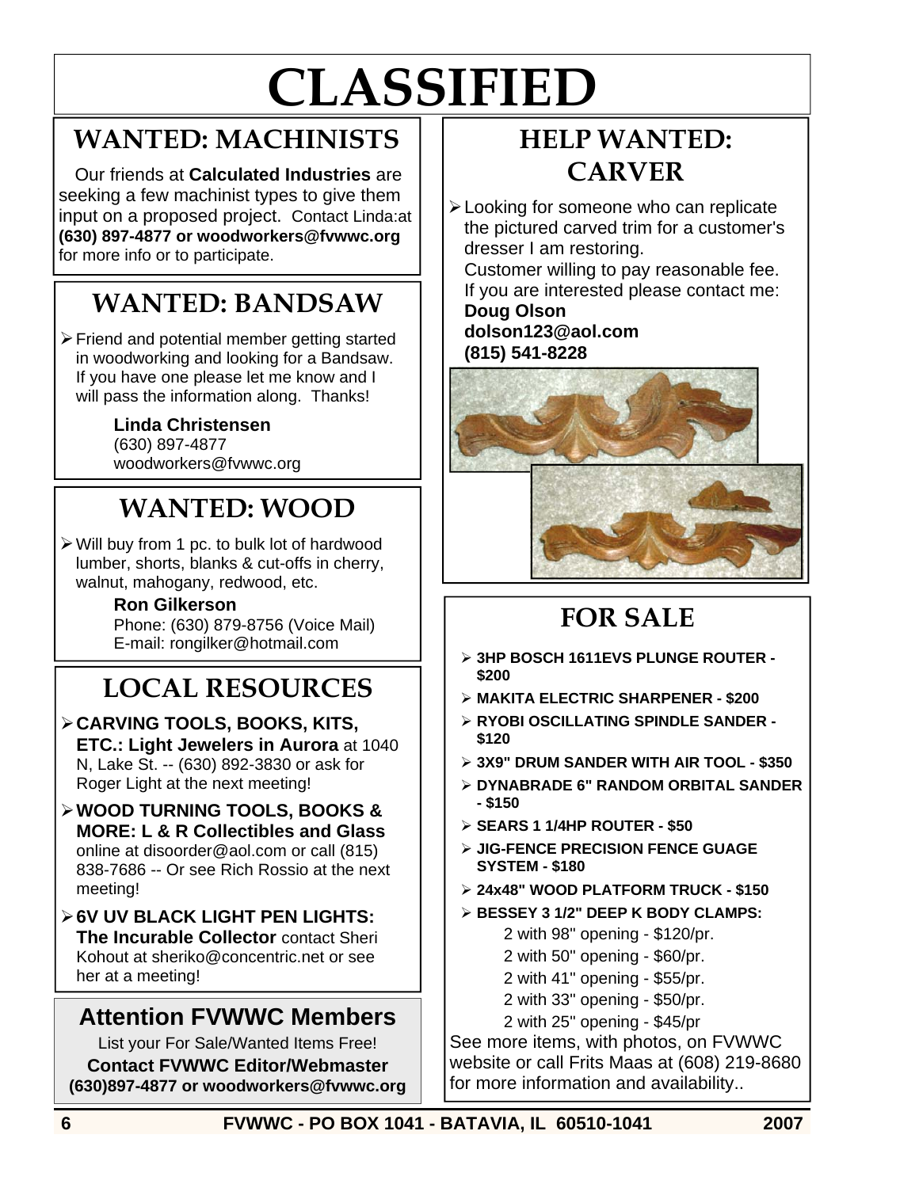# CLASSIFIED

## WANTED: MACHINISTS

Our friends at **Calculated Industries** are seeking a few machinist types to give them input on a proposed project. Contact Linda:at **(630) 897-4877 or woodworkers@fvwwc.org** for more info or to participate.

## WANTED: BANDSAW

- Friend and potential member getting started in woodworking and looking for a Bandsaw. If you have one please let me know and I will pass the information along. Thanks!

  **Linda Christensen**
  (630) 897-4877
  woodworkers@fvwwc.org

## WANTED: WOOD

- Will buy from 1 pc. to bulk lot of hardwood lumber, shorts, blanks & cut-offs in cherry, walnut, mahogany, redwood, etc.

  **Ron Gilkerson**
  Phone: (630) 879-8756 (Voice Mail)
  E-mail: rongilker@hotmail.com

## LOCAL RESOURCES

- **CARVING TOOLS, BOOKS, KITS, ETC.: Light Jewelers in Aurora** at 1040 N, Lake St. -- (630) 892-3830 or ask for Roger Light at the next meeting!
- **WOOD TURNING TOOLS, BOOKS & MORE: L & R Collectibles and Glass** online at disoorder@aol.com or call (815) 838-7686 -- Or see Rich Rossio at the next meeting!
- **6V UV BLACK LIGHT PEN LIGHTS: The Incurable Collector** contact Sheri Kohout at sheriko@concentric.net or see her at a meeting!

### Attention FVWWC Members

List your For Sale/Wanted Items Free!

**Contact FVWWC Editor/Webmaster**
**(630)897-4877 or woodworkers@fvwwc.org**

## HELP WANTED: CARVER

- Looking for someone who can replicate the pictured carved trim for a customer's dresser I am restoring.
  Customer willing to pay reasonable fee.
  If you are interested please contact me:
  **Doug Olson**
  **dolson123@aol.com**
  **(815) 541-8228**

## FOR SALE

- **3HP BOSCH 1611EVS PLUNGE ROUTER - $200**
- **MAKITA ELECTRIC SHARPENER - $200**
- **RYOBI OSCILLATING SPINDLE SANDER - $120**
- **3X9" DRUM SANDER WITH AIR TOOL - $350**
- **DYNABRADE 6" RANDOM ORBITAL SANDER - $150**
- **SEARS 1 1/4HP ROUTER - $50**
- **JIG-FENCE PRECISION FENCE GUAGE SYSTEM - $180**
- **24x48" WOOD PLATFORM TRUCK - $150**
- **BESSEY 3 1/2" DEEP K BODY CLAMPS:**
  - 2 with 98" opening - $120/pr.
  - 2 with 50" opening - $60/pr.
  - 2 with 41" opening - $55/pr.
  - 2 with 33" opening - $50/pr.
  - 2 with 25" opening - $45/pr

See more items, with photos, on FVWWC website or call Frits Maas at (608) 219-8680 for more information and availability..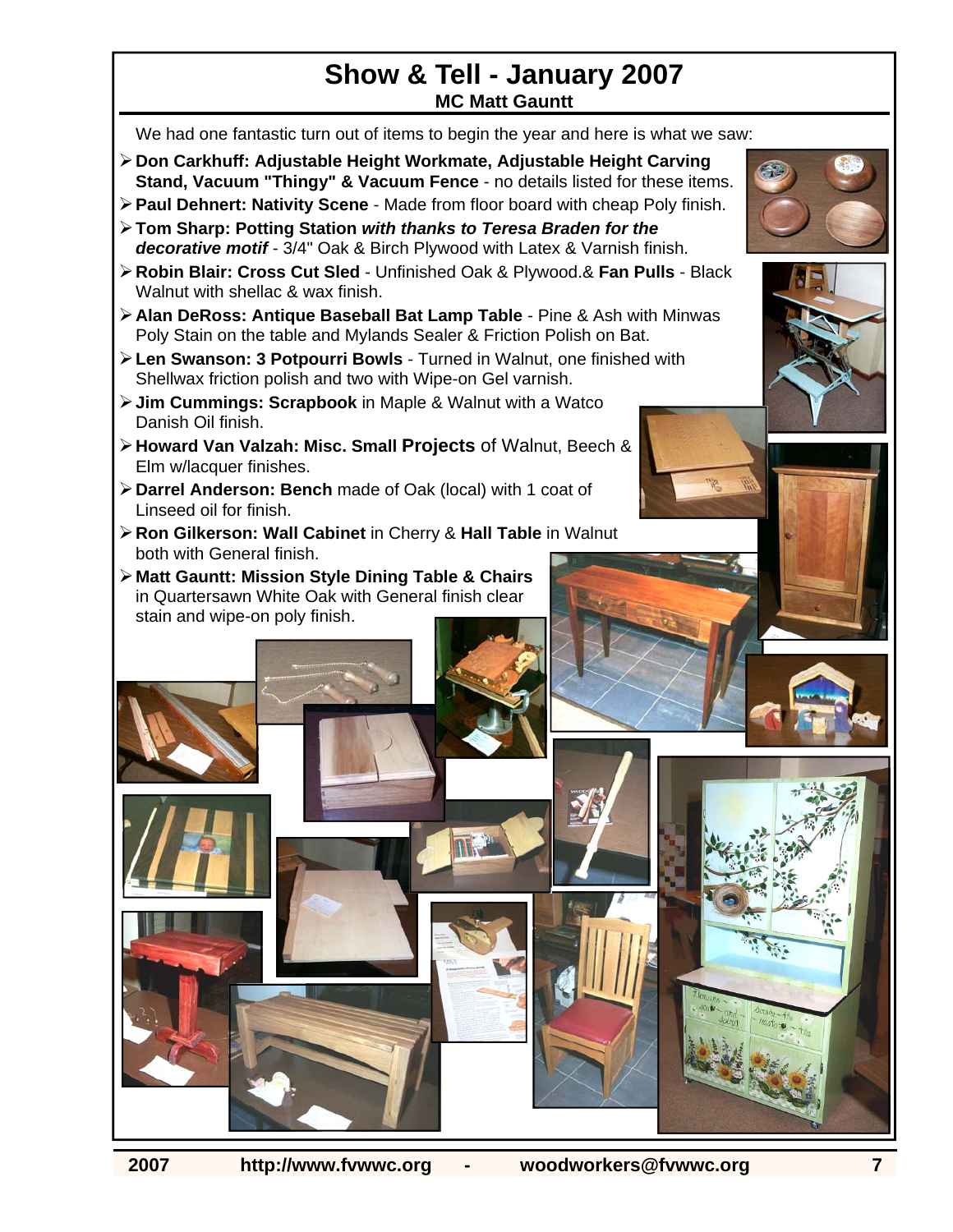# Show & Tell - January 2007

**MC Matt Gauntt**

We had one fantastic turn out of items to begin the year and here is what we saw:

- **Don Carkhuff: Adjustable Height Workmate, Adjustable Height Carving Stand, Vacuum "Thingy" & Vacuum Fence** - no details listed for these items.
- **Paul Dehnert: Nativity Scene** - Made from floor board with cheap Poly finish.
- **Tom Sharp: Potting Station *with thanks to Teresa Braden for the decorative motif*** - 3/4" Oak & Birch Plywood with Latex & Varnish finish.
- **Robin Blair: Cross Cut Sled** - Unfinished Oak & Plywood.& **Fan Pulls** - Black Walnut with shellac & wax finish.
- **Alan DeRoss: Antique Baseball Bat Lamp Table** - Pine & Ash with Minwas Poly Stain on the table and Mylands Sealer & Friction Polish on Bat.
- **Len Swanson: 3 Potpourri Bowls** - Turned in Walnut, one finished with Shellwax friction polish and two with Wipe-on Gel varnish.
- **Jim Cummings: Scrapbook** in Maple & Walnut with a Watco Danish Oil finish.
- **Howard Van Valzah: Misc. Small Projects** of Walnut, Beech & Elm w/lacquer finishes.
- **Darrel Anderson: Bench** made of Oak (local) with 1 coat of Linseed oil for finish.
- **Ron Gilkerson: Wall Cabinet** in Cherry & **Hall Table** in Walnut both with General finish.
- **Matt Gauntt: Mission Style Dining Table & Chairs** in Quartersawn White Oak with General finish clear stain and wipe-on poly finish.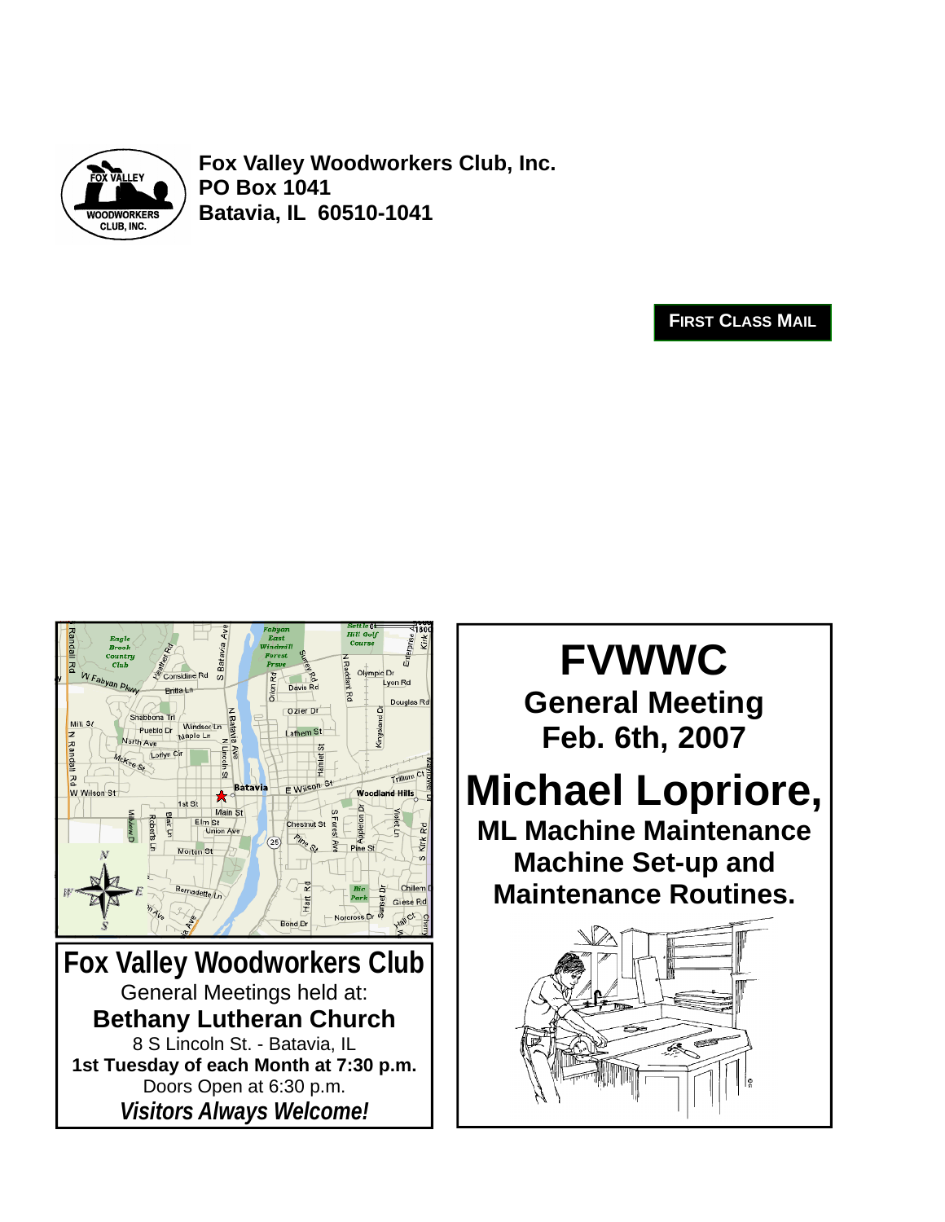**Fox Valley Woodworkers Club, Inc.**
**PO Box 1041**
**Batavia, IL 60510-1041**

**FIRST CLASS MAIL**

# Fox Valley Woodworkers Club

General Meetings held at:

**Bethany Lutheran Church**

8 S Lincoln St. - Batavia, IL

**1st Tuesday of each Month at 7:30 p.m.**

Doors Open at 6:30 p.m.

***Visitors Always Welcome!***

# FVWWC

## General Meeting
## Feb. 6th, 2007

# Michael Lopriore,

## ML Machine Maintenance
## Machine Set-up and Maintenance Routines.